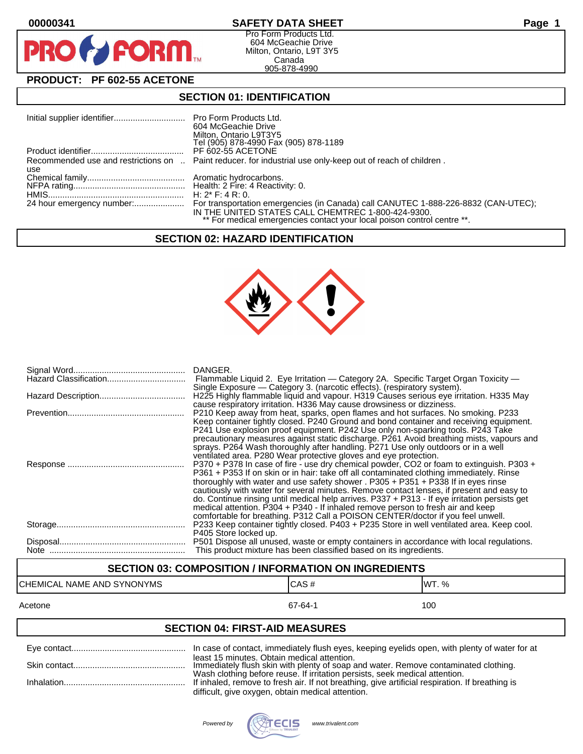00000341

# SAFETY DATA SHEET

Pro Form Products Ltd.
604 McGeachie Drive
Milton, Ontario, L9T 3Y5
Canada
905-878-4990

## PRODUCT: PF 602-55 ACETONE

## SECTION 01: IDENTIFICATION

| | |
|---|---|
| Initial supplier identifier | Pro Form Products Ltd. 604 McGeachie Drive Milton, Ontario L9T3Y5 Tel (905) 878-4990 Fax (905) 878-1189 |
| Product identifier | PF 602-55 ACETONE |
| Recommended use and restrictions on use | Paint reducer. for industrial use only-keep out of reach of children . |
| Chemical family | Aromatic hydrocarbons. |
| NFPA rating | Health: 2 Fire: 4 Reactivity: 0. |
| HMIS | H: 2* F: 4 R: 0. |
| 24 hour emergency number: | For transportation emergencies (in Canada) call CANUTEC 1-888-226-8832 (CAN-UTEC); IN THE UNITED STATES CALL CHEMTREC 1-800-424-9300. ** For medical emergencies contact your local poison control centre **. |

## SECTION 02: HAZARD IDENTIFICATION

| | |
|---|---|
| Signal Word | DANGER. |
| Hazard Classification | Flammable Liquid 2. Eye Irritation — Category 2A. Specific Target Organ Toxicity — Single Exposure — Category 3. (narcotic effects). (respiratory system). |
| Hazard Description | H225 Highly flammable liquid and vapour. H319 Causes serious eye irritation. H335 May cause respiratory irritation. H336 May cause drowsiness or dizziness. |
| Prevention | P210 Keep away from heat, sparks, open flames and hot surfaces. No smoking. P233 Keep container tightly closed. P240 Ground and bond container and receiving equipment. P241 Use explosion proof equipment. P242 Use only non-sparking tools. P243 Take precautionary measures against static discharge. P261 Avoid breathing mists, vapours and sprays. P264 Wash thoroughly after handling. P271 Use only outdoors or in a well ventilated area. P280 Wear protective gloves and eye protection. |
| Response | P370 + P378 In case of fire - use dry chemical powder, CO2 or foam to extinguish. P303 + P361 + P353 If on skin or in hair: take off all contaminated clothing immediately. Rinse thoroughly with water and use safety shower . P305 + P351 + P338 If in eyes rinse cautiously with water for several minutes. Remove contact lenses, if present and easy to do. Continue rinsing until medical help arrives. P337 + P313 - If eye irritation persists get medical attention. P304 + P340 - If inhaled remove person to fresh air and keep comfortable for breathing. P312 Call a POISON CENTER/doctor if you feel unwell. |
| Storage | P233 Keep container tightly closed. P403 + P235 Store in well ventilated area. Keep cool. P405 Store locked up. |
| Disposal | P501 Dispose all unused, waste or empty containers in accordance with local regulations. |
| Note | This product mixture has been classified based on its ingredients. |

## SECTION 03: COMPOSITION / INFORMATION ON INGREDIENTS

| CHEMICAL NAME AND SYNONYMS | CAS # | WT. % |
|---|---|---|
| Acetone | 67-64-1 | 100 |

## SECTION 04: FIRST-AID MEASURES

| | |
|---|---|
| Eye contact | In case of contact, immediately flush eyes, keeping eyelids open, with plenty of water for at least 15 minutes. Obtain medical attention. |
| Skin contact | Immediately flush skin with plenty of soap and water. Remove contaminated clothing. Wash clothing before reuse. If irritation persists, seek medical attention. |
| Inhalation | If inhaled, remove to fresh air. If not breathing, give artificial respiration. If breathing is difficult, give oxygen, obtain medical attention. |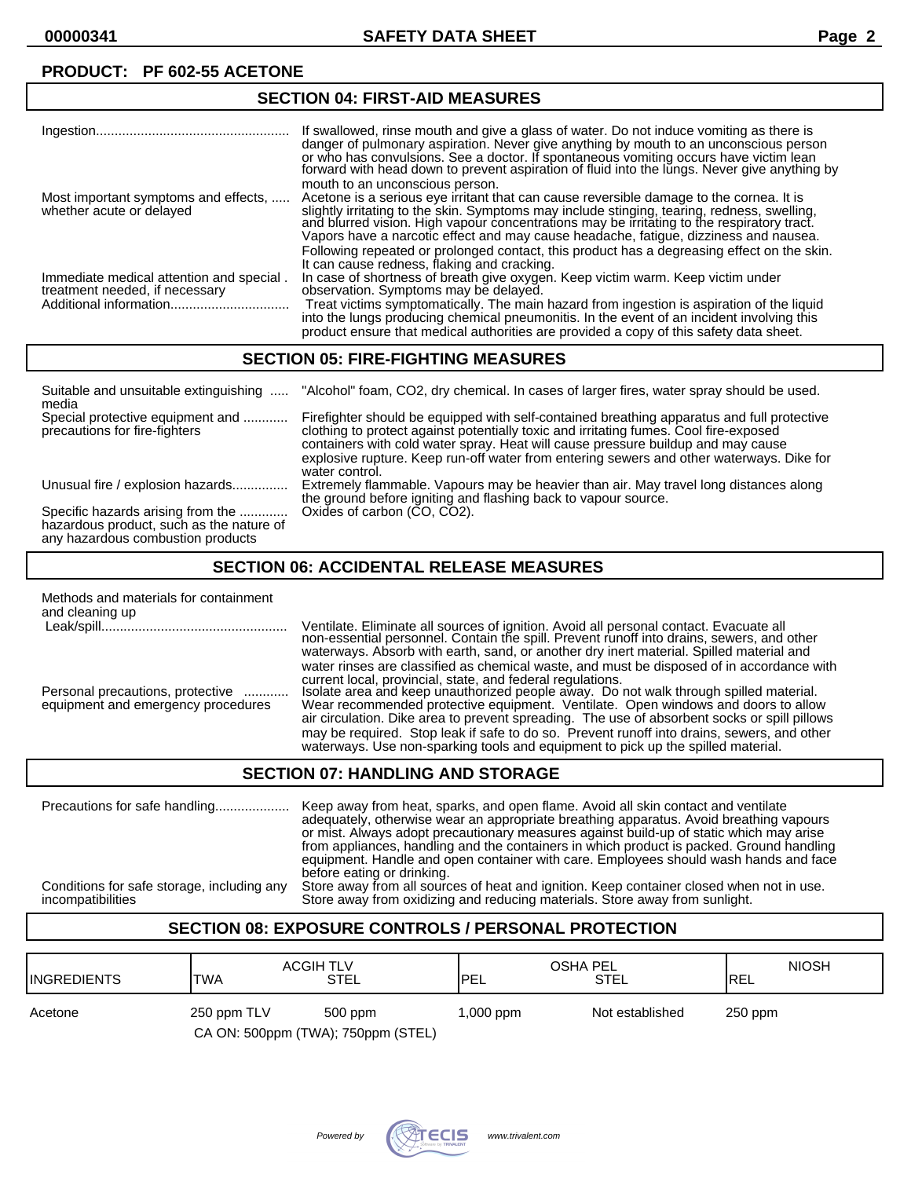**PRODUCT: PF 602-55 ACETONE**

## SECTION 04: FIRST-AID MEASURES

| | |
|---|---|
| Ingestion | If swallowed, rinse mouth and give a glass of water. Do not induce vomiting as there is danger of pulmonary aspiration. Never give anything by mouth to an unconscious person or who has convulsions. See a doctor. If spontaneous vomiting occurs have victim lean forward with head down to prevent aspiration of fluid into the lungs. Never give anything by mouth to an unconscious person. |
| Most important symptoms and effects, whether acute or delayed | Acetone is a serious eye irritant that can cause reversible damage to the cornea. It is slightly irritating to the skin. Symptoms may include stinging, tearing, redness, swelling, and blurred vision. High vapour concentrations may be irritating to the respiratory tract. Vapors have a narcotic effect and may cause headache, fatigue, dizziness and nausea. Following repeated or prolonged contact, this product has a degreasing effect on the skin. It can cause redness, flaking and cracking. |
| Immediate medical attention and special treatment needed, if necessary | In case of shortness of breath give oxygen. Keep victim warm. Keep victim under observation. Symptoms may be delayed. |
| Additional information | Treat victims symptomatically. The main hazard from ingestion is aspiration of the liquid into the lungs producing chemical pneumonitis. In the event of an incident involving this product ensure that medical authorities are provided a copy of this safety data sheet. |

## SECTION 05: FIRE-FIGHTING MEASURES

| | |
|---|---|
| Suitable and unsuitable extinguishing media | "Alcohol" foam, CO2, dry chemical. In cases of larger fires, water spray should be used. |
| Special protective equipment and precautions for fire-fighters | Firefighter should be equipped with self-contained breathing apparatus and full protective clothing to protect against potentially toxic and irritating fumes. Cool fire-exposed containers with cold water spray. Heat will cause pressure buildup and may cause explosive rupture. Keep run-off water from entering sewers and other waterways. Dike for water control. |
| Unusual fire / explosion hazards | Extremely flammable. Vapours may be heavier than air. May travel long distances along the ground before igniting and flashing back to vapour source. |
| Specific hazards arising from the hazardous product, such as the nature of any hazardous combustion products | Oxides of carbon (CO, CO2). |

## SECTION 06: ACCIDENTAL RELEASE MEASURES

Methods and materials for containment and cleaning up

| | |
|---|---|
| Leak/spill | Ventilate. Eliminate all sources of ignition. Avoid all personal contact. Evacuate all non-essential personnel. Contain the spill. Prevent runoff into drains, sewers, and other waterways. Absorb with earth, sand, or another dry inert material. Spilled material and water rinses are classified as chemical waste, and must be disposed of in accordance with current local, provincial, state, and federal regulations. |
| Personal precautions, protective equipment and emergency procedures | Isolate area and keep unauthorized people away. Do not walk through spilled material. Wear recommended protective equipment. Ventilate. Open windows and doors to allow air circulation. Dike area to prevent spreading. The use of absorbent socks or spill pillows may be required. Stop leak if safe to do so. Prevent runoff into drains, sewers, and other waterways. Use non-sparking tools and equipment to pick up the spilled material. |

## SECTION 07: HANDLING AND STORAGE

| | |
|---|---|
| Precautions for safe handling | Keep away from heat, sparks, and open flame. Avoid all skin contact and ventilate adequately, otherwise wear an appropriate breathing apparatus. Avoid breathing vapours or mist. Always adopt precautionary measures against build-up of static which may arise from appliances, handling and the containers in which product is packed. Ground handling equipment. Handle and open container with care. Employees should wash hands and face before eating or drinking. |
| Conditions for safe storage, including any incompatibilities | Store away from all sources of heat and ignition. Keep container closed when not in use. Store away from oxidizing and reducing materials. Store away from sunlight. |

## SECTION 08: EXPOSURE CONTROLS / PERSONAL PROTECTION

| INGREDIENTS | ACGIH TLV TWA | ACGIH TLV STEL | OSHA PEL PEL | OSHA PEL STEL | NIOSH REL |
|---|---|---|---|---|---|
| Acetone | 250 ppm TLV | 500 ppm | 1,000 ppm | Not established | 250 ppm |
| | CA ON: 500ppm (TWA); 750ppm (STEL) | | | | |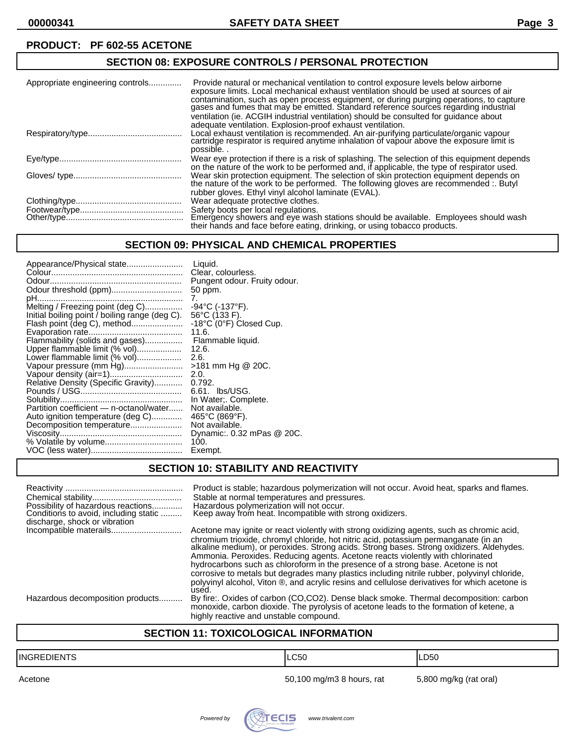**PRODUCT: PF 602-55 ACETONE**

## SECTION 08: EXPOSURE CONTROLS / PERSONAL PROTECTION

| | |
|---|---|
| Appropriate engineering controls | Provide natural or mechanical ventilation to control exposure levels below airborne exposure limits. Local mechanical exhaust ventilation should be used at sources of air contamination, such as open process equipment, or during purging operations, to capture gases and fumes that may be emitted. Standard reference sources regarding industrial ventilation (ie. ACGIH industrial ventilation) should be consulted for guidance about adequate ventilation. Explosion-proof exhaust ventilation. |
| Respiratory/type | Local exhaust ventilation is recommended. An air-purifying particulate/organic vapour cartridge respirator is required anytime inhalation of vapour above the exposure limit is possible. . |
| Eye/type | Wear eye protection if there is a risk of splashing. The selection of this equipment depends on the nature of the work to be performed and, if applicable, the type of respirator used. |
| Gloves/ type | Wear skin protection equipment. The selection of skin protection equipment depends on the nature of the work to be performed. The following gloves are recommended :. Butyl rubber gloves. Ethyl vinyl alcohol laminate (EVAL). |
| Clothing/type | Wear adequate protective clothes. |
| Footwear/type | Safety boots per local regulations. |
| Other/type | Emergency showers and eye wash stations should be available. Employees should wash their hands and face before eating, drinking, or using tobacco products. |

## SECTION 09: PHYSICAL AND CHEMICAL PROPERTIES

| | |
|---|---|
| Appearance/Physical state | Liquid. |
| Colour | Clear, colourless. |
| Odour | Pungent odour. Fruity odour. |
| Odour threshold (ppm) | 50 ppm. |
| pH | 7. |
| Melting / Freezing point (deg C) | -94°C (-137°F). |
| Initial boiling point / boiling range (deg C). | 56°C (133 F). |
| Flash point (deg C), method | -18°C (0°F) Closed Cup. |
| Evaporation rate | 11.6. |
| Flammability (solids and gases) | Flammable liquid. |
| Upper flammable limit (% vol) | 12.6. |
| Lower flammable limit (% vol) | 2.6. |
| Vapour pressure (mm Hg) | >181 mm Hg @ 20C. |
| Vapour density (air=1) | 2.0. |
| Relative Density (Specific Gravity) | 0.792. |
| Pounds / USG | 6.61. lbs/USG. |
| Solubility | In Water;. Complete. |
| Partition coefficient — n-octanol/water | Not available. |
| Auto ignition temperature (deg C) | 465°C (869°F). |
| Decomposition temperature | Not available. |
| Viscosity | Dynamic:. 0.32 mPas @ 20C. |
| % Volatile by volume | 100. |
| VOC (less water) | Exempt. |

## SECTION 10: STABILITY AND REACTIVITY

| | |
|---|---|
| Reactivity | Product is stable; hazardous polymerization will not occur. Avoid heat, sparks and flames. |
| Chemical stability | Stable at normal temperatures and pressures. |
| Possibility of hazardous reactions | Hazardous polymerization will not occur. |
| Conditions to avoid, including static discharge, shock or vibration | Keep away from heat. Incompatible with strong oxidizers. |
| Incompatible materails | Acetone may ignite or react violently with strong oxidizing agents, such as chromic acid, chromium trioxide, chromyl chloride, hot nitric acid, potassium permanganate (in an alkaline medium), or peroxides. Strong acids. Strong bases. Strong oxidizers. Aldehydes. Ammonia. Peroxides. Reducing agents. Acetone reacts violently with chlorinated hydrocarbons such as chloroform in the presence of a strong base. Acetone is not corrosive to metals but degrades many plastics including nitrile rubber, polyvinyl chloride, polyvinyl alcohol, Viton ®, and acrylic resins and cellulose derivatives for which acetone is used. |
| Hazardous decomposition products | By fire:. Oxides of carbon (CO,CO2). Dense black smoke. Thermal decomposition: carbon monoxide, carbon dioxide. The pyrolysis of acetone leads to the formation of ketene, a highly reactive and unstable compound. |

## SECTION 11: TOXICOLOGICAL INFORMATION

| INGREDIENTS | LC50 | LD50 |
|---|---|---|
| Acetone | 50,100 mg/m3 8 hours, rat | 5,800 mg/kg (rat oral) |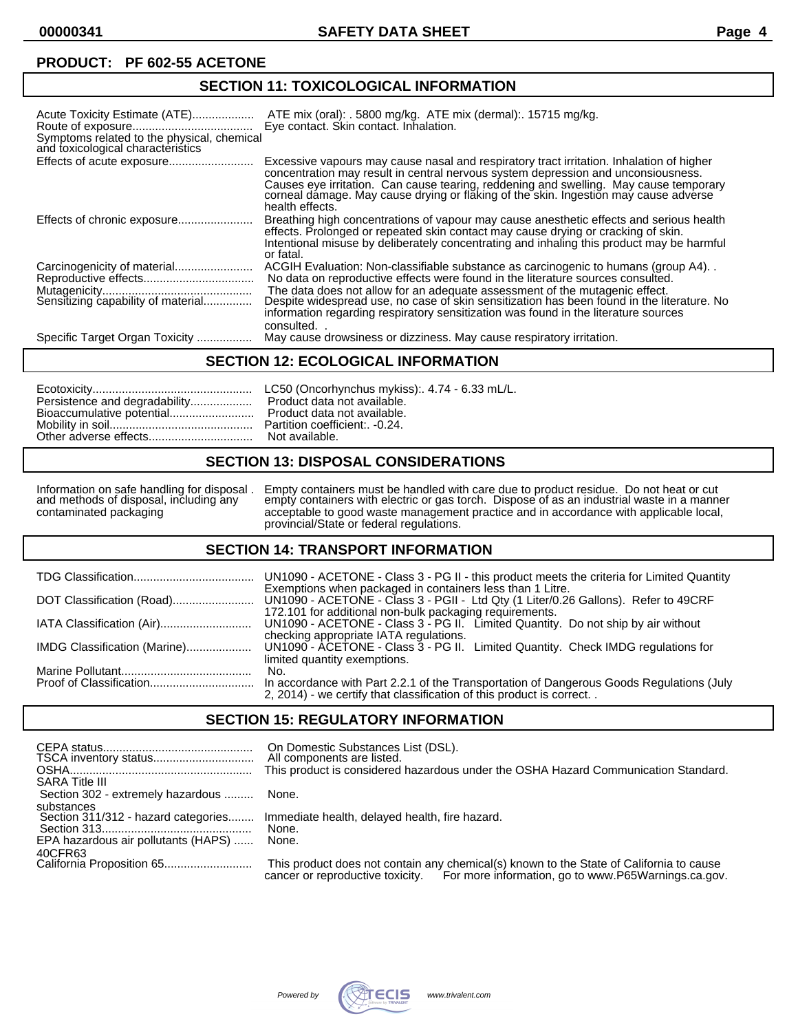**PRODUCT: PF 602-55 ACETONE**

## SECTION 11: TOXICOLOGICAL INFORMATION

| | |
|---|---|
| Acute Toxicity Estimate (ATE) | ATE mix (oral): . 5800 mg/kg. ATE mix (dermal):. 15715 mg/kg. |
| Route of exposure | Eye contact. Skin contact. Inhalation. |
| Symptoms related to the physical, chemical and toxicological characteristics | |
| Effects of acute exposure | Excessive vapours may cause nasal and respiratory tract irritation. Inhalation of higher concentration may result in central nervous system depression and unconsciousness. Causes eye irritation. Can cause tearing, reddening and swelling. May cause temporary corneal damage. May cause drying or flaking of the skin. Ingestion may cause adverse health effects. |
| Effects of chronic exposure | Breathing high concentrations of vapour may cause anesthetic effects and serious health effects. Prolonged or repeated skin contact may cause drying or cracking of skin. Intentional misuse by deliberately concentrating and inhaling this product may be harmful or fatal. |
| Carcinogenicity of material | ACGIH Evaluation: Non-classifiable substance as carcinogenic to humans (group A4). . |
| Reproductive effects | No data on reproductive effects were found in the literature sources consulted. |
| Mutagenicity | The data does not allow for an adequate assessment of the mutagenic effect. |
| Sensitizing capability of material | Despite widespread use, no case of skin sensitization has been found in the literature. No information regarding respiratory sensitization was found in the literature sources consulted. . |
| Specific Target Organ Toxicity | May cause drowsiness or dizziness. May cause respiratory irritation. |

## SECTION 12: ECOLOGICAL INFORMATION

| | |
|---|---|
| Ecotoxicity | LC50 (Oncorhynchus mykiss):. 4.74 - 6.33 mL/L. |
| Persistence and degradability | Product data not available. |
| Bioaccumulative potential | Product data not available. |
| Mobility in soil | Partition coefficient:. -0.24. |
| Other adverse effects | Not available. |

## SECTION 13: DISPOSAL CONSIDERATIONS

| | |
|---|---|
| Information on safe handling for disposal . and methods of disposal, including any contaminated packaging | Empty containers must be handled with care due to product residue. Do not heat or cut empty containers with electric or gas torch. Dispose of as an industrial waste in a manner acceptable to good waste management practice and in accordance with applicable local, provincial/State or federal regulations. |

## SECTION 14: TRANSPORT INFORMATION

| | |
|---|---|
| TDG Classification | UN1090 - ACETONE - Class 3 - PG II - this product meets the criteria for Limited Quantity Exemptions when packaged in containers less than 1 Litre. |
| DOT Classification (Road) | UN1090 - ACETONE - Class 3 - PGII - Ltd Qty (1 Liter/0.26 Gallons). Refer to 49CRF 172.101 for additional non-bulk packaging requirements. |
| IATA Classification (Air) | UN1090 - ACETONE - Class 3 - PG II. Limited Quantity. Do not ship by air without checking appropriate IATA regulations. |
| IMDG Classification (Marine) | UN1090 - ACETONE - Class 3 - PG II. Limited Quantity. Check IMDG regulations for limited quantity exemptions. |
| Marine Pollutant | No. |
| Proof of Classification | In accordance with Part 2.2.1 of the Transportation of Dangerous Goods Regulations (July 2, 2014) - we certify that classification of this product is correct. . |

## SECTION 15: REGULATORY INFORMATION

| | |
|---|---|
| CEPA status | On Domestic Substances List (DSL). |
| TSCA inventory status | All components are listed. |
| OSHA | This product is considered hazardous under the OSHA Hazard Communication Standard. |
| SARA Title III | |
| Section 302 - extremely hazardous substances | None. |
| Section 311/312 - hazard categories | Immediate health, delayed health, fire hazard. |
| Section 313 | None. |
| EPA hazardous air pollutants (HAPS) 40CFR63 | None. |
| California Proposition 65 | This product does not contain any chemical(s) known to the State of California to cause cancer or reproductive toxicity. For more information, go to www.P65Warnings.ca.gov. |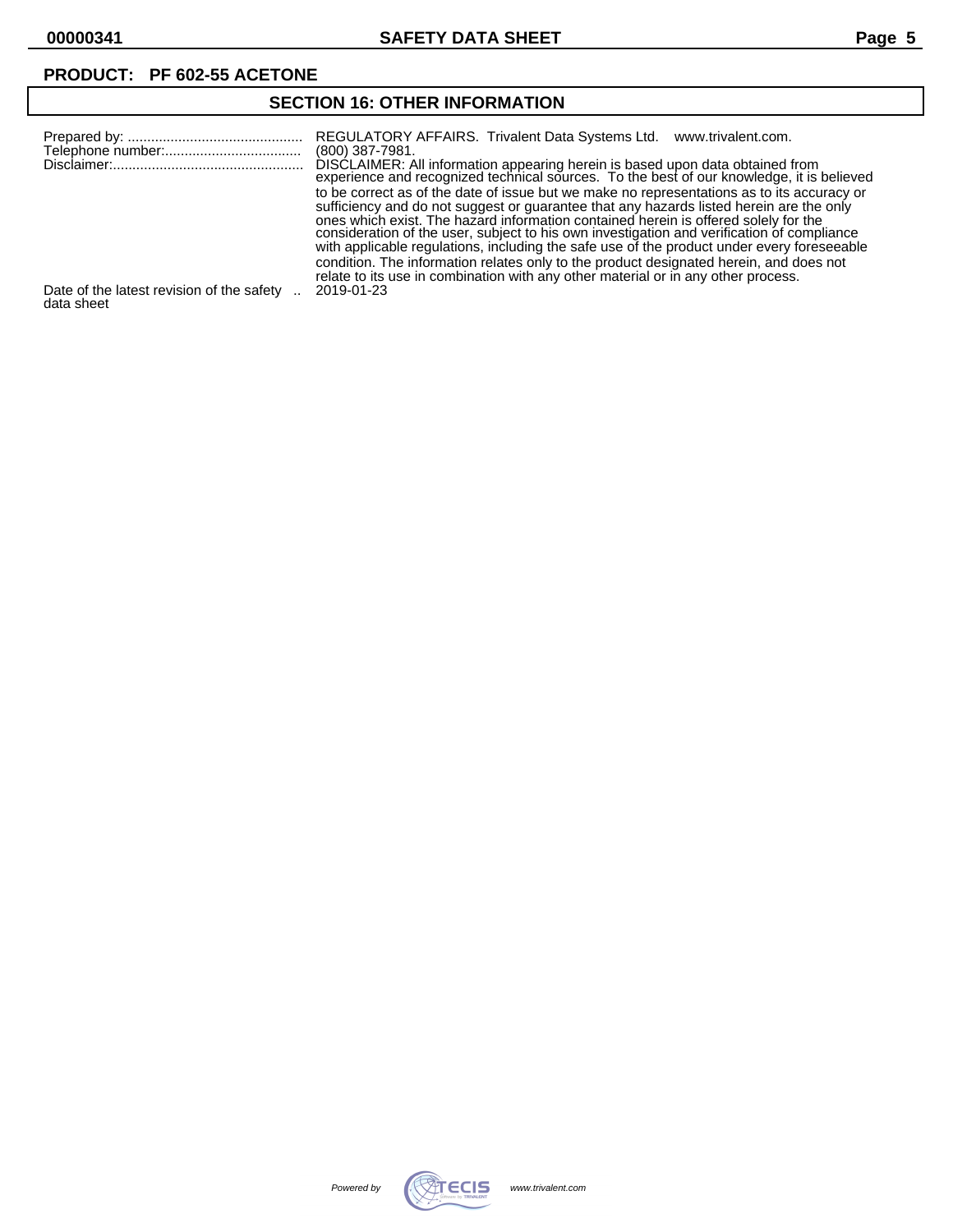**PRODUCT: PF 602-55 ACETONE**

## SECTION 16: OTHER INFORMATION

| | |
|---|---|
| Prepared by: | REGULATORY AFFAIRS. Trivalent Data Systems Ltd. www.trivalent.com. |
| Telephone number: | (800) 387-7981. |
| Disclaimer: | DISCLAIMER: All information appearing herein is based upon data obtained from experience and recognized technical sources. To the best of our knowledge, it is believed to be correct as of the date of issue but we make no representations as to its accuracy or sufficiency and do not suggest or guarantee that any hazards listed herein are the only ones which exist. The hazard information contained herein is offered solely for the consideration of the user, subject to his own investigation and verification of compliance with applicable regulations, including the safe use of the product under every foreseeable condition. The information relates only to the product designated herein, and does not relate to its use in combination with any other material or in any other process. |
| Date of the latest revision of the safety data sheet | 2019-01-23 |

Powered by TECIS www.trivalent.com